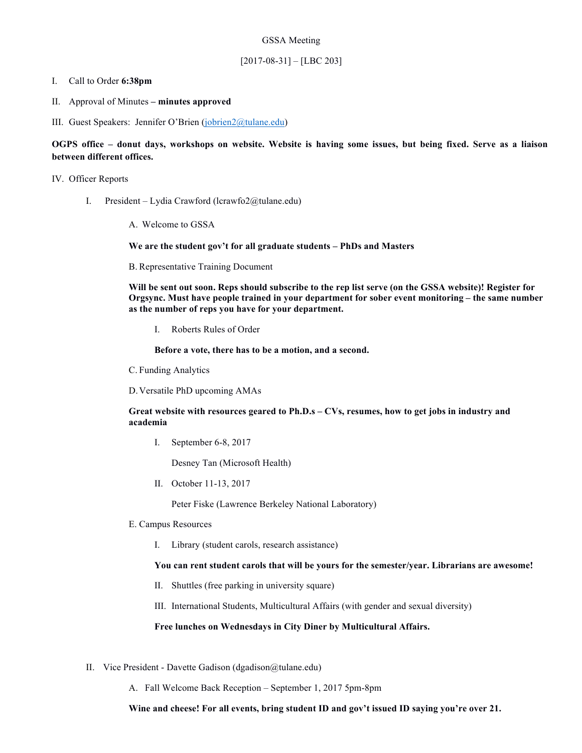GSSA Meeting

[2017-08-31] – [LBC 203]

I. Call to Order **6:38pm**

II. Approval of Minutes **– minutes approved**

III. Guest Speakers: Jennifer O'Brien (jobrien2@tulane.edu)

**OGPS office – donut days, workshops on website. Website is having some issues, but being fixed. Serve as a liaison between different offices.**

IV. Officer Reports

- I. President – Lydia Crawford (lcrawfo2@tulane.edu)

  - A. Welcome to GSSA

    **We are the student gov't for all graduate students – PhDs and Masters**

  - B. Representative Training Document

    **Will be sent out soon. Reps should subscribe to the rep list serve (on the GSSA website)! Register for Orgsync. Must have people trained in your department for sober event monitoring – the same number as the number of reps you have for your department.**

    - I. Roberts Rules of Order

      **Before a vote, there has to be a motion, and a second.**

  - C. Funding Analytics

  - D. Versatile PhD upcoming AMAs

    **Great website with resources geared to Ph.D.s – CVs, resumes, how to get jobs in industry and academia**

    - I. September 6-8, 2017

      Desney Tan (Microsoft Health)

    - II. October 11-13, 2017

      Peter Fiske (Lawrence Berkeley National Laboratory)

  - E. Campus Resources

    - I. Library (student carols, research assistance)

      **You can rent student carols that will be yours for the semester/year. Librarians are awesome!**

    - II. Shuttles (free parking in university square)

    - III. International Students, Multicultural Affairs (with gender and sexual diversity)

      **Free lunches on Wednesdays in City Diner by Multicultural Affairs.**

- II. Vice President - Davette Gadison (dgadison@tulane.edu)

  - A. Fall Welcome Back Reception – September 1, 2017 5pm-8pm

    **Wine and cheese! For all events, bring student ID and gov't issued ID saying you're over 21.**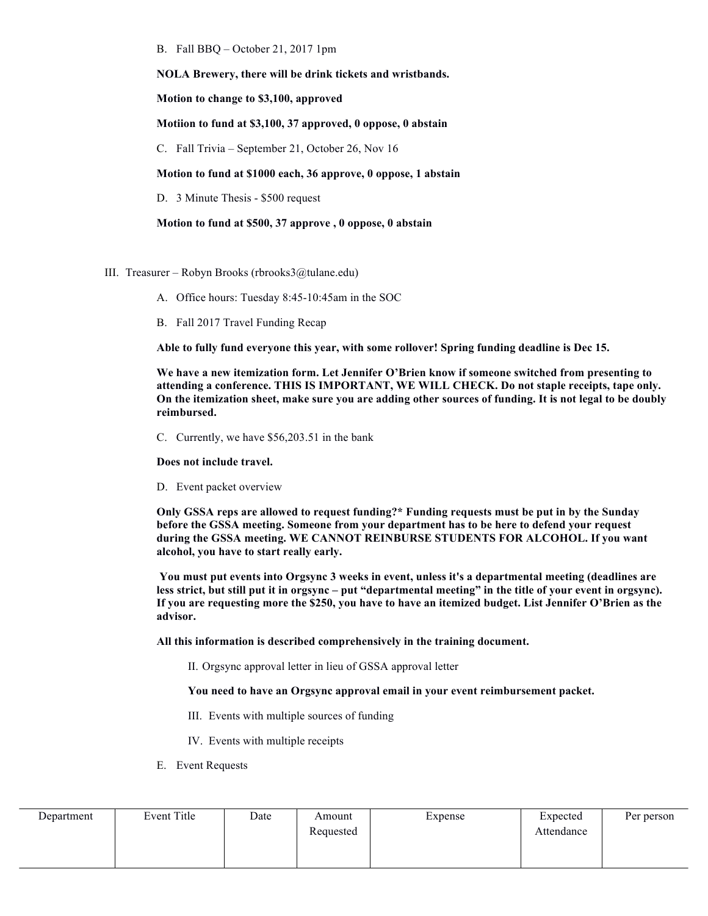B. Fall BBQ – October 21, 2017 1pm

**NOLA Brewery, there will be drink tickets and wristbands.**

**Motion to change to $3,100, approved**

**Motiion to fund at $3,100, 37 approved, 0 oppose, 0 abstain**

C. Fall Trivia – September 21, October 26, Nov 16

**Motion to fund at $1000 each, 36 approve, 0 oppose, 1 abstain**

D. 3 Minute Thesis - $500 request

**Motion to fund at $500, 37 approve , 0 oppose, 0 abstain**

III. Treasurer – Robyn Brooks (rbrooks3@tulane.edu)

A. Office hours: Tuesday 8:45-10:45am in the SOC

B. Fall 2017 Travel Funding Recap

**Able to fully fund everyone this year, with some rollover! Spring funding deadline is Dec 15.**

**We have a new itemization form. Let Jennifer O'Brien know if someone switched from presenting to attending a conference. THIS IS IMPORTANT, WE WILL CHECK. Do not staple receipts, tape only. On the itemization sheet, make sure you are adding other sources of funding. It is not legal to be doubly reimbursed.**

C. Currently, we have $56,203.51 in the bank

**Does not include travel.**

D. Event packet overview

**Only GSSA reps are allowed to request funding?* Funding requests must be put in by the Sunday before the GSSA meeting. Someone from your department has to be here to defend your request during the GSSA meeting. WE CANNOT REINBURSE STUDENTS FOR ALCOHOL. If you want alcohol, you have to start really early.**

**You must put events into Orgsync 3 weeks in event, unless it's a departmental meeting (deadlines are less strict, but still put it in orgsync – put "departmental meeting" in the title of your event in orgsync). If you are requesting more the $250, you have to have an itemized budget. List Jennifer O'Brien as the advisor.**

**All this information is described comprehensively in the training document.**

II. Orgsync approval letter in lieu of GSSA approval letter

**You need to have an Orgsync approval email in your event reimbursement packet.**

III. Events with multiple sources of funding

IV. Events with multiple receipts

E. Event Requests

| Department | Event Title | Date | Amount Requested | Expense | Expected Attendance | Per person |
|---|---|---|---|---|---|---|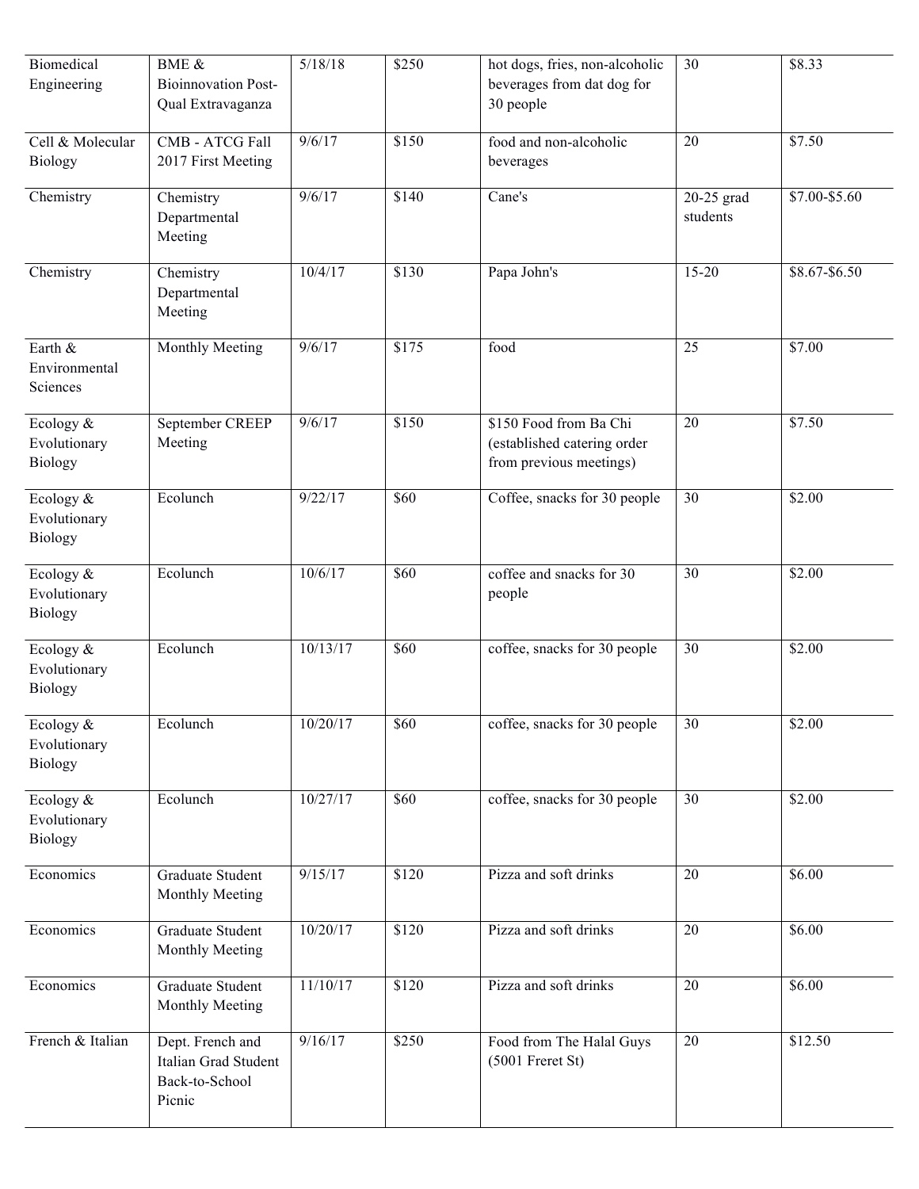| Biomedical Engineering | BME & Bioinnovation Post-Qual Extravaganza | 5/18/18 | $250 | hot dogs, fries, non-alcoholic beverages from dat dog for 30 people | 30 | $8.33 |
|---|---|---|---|---|---|---|
| Cell & Molecular Biology | CMB - ATCG Fall 2017 First Meeting | 9/6/17 | $150 | food and non-alcoholic beverages | 20 | $7.50 |
| Chemistry | Chemistry Departmental Meeting | 9/6/17 | $140 | Cane's | 20-25 grad students | $7.00-$5.60 |
| Chemistry | Chemistry Departmental Meeting | 10/4/17 | $130 | Papa John's | 15-20 | $8.67-$6.50 |
| Earth & Environmental Sciences | Monthly Meeting | 9/6/17 | $175 | food | 25 | $7.00 |
| Ecology & Evolutionary Biology | September CREEP Meeting | 9/6/17 | $150 | $150 Food from Ba Chi (established catering order from previous meetings) | 20 | $7.50 |
| Ecology & Evolutionary Biology | Ecolunch | 9/22/17 | $60 | Coffee, snacks for 30 people | 30 | $2.00 |
| Ecology & Evolutionary Biology | Ecolunch | 10/6/17 | $60 | coffee and snacks for 30 people | 30 | $2.00 |
| Ecology & Evolutionary Biology | Ecolunch | 10/13/17 | $60 | coffee, snacks for 30 people | 30 | $2.00 |
| Ecology & Evolutionary Biology | Ecolunch | 10/20/17 | $60 | coffee, snacks for 30 people | 30 | $2.00 |
| Ecology & Evolutionary Biology | Ecolunch | 10/27/17 | $60 | coffee, snacks for 30 people | 30 | $2.00 |
| Economics | Graduate Student Monthly Meeting | 9/15/17 | $120 | Pizza and soft drinks | 20 | $6.00 |
| Economics | Graduate Student Monthly Meeting | 10/20/17 | $120 | Pizza and soft drinks | 20 | $6.00 |
| Economics | Graduate Student Monthly Meeting | 11/10/17 | $120 | Pizza and soft drinks | 20 | $6.00 |
| French & Italian | Dept. French and Italian Grad Student Back-to-School Picnic | 9/16/17 | $250 | Food from The Halal Guys (5001 Freret St) | 20 | $12.50 |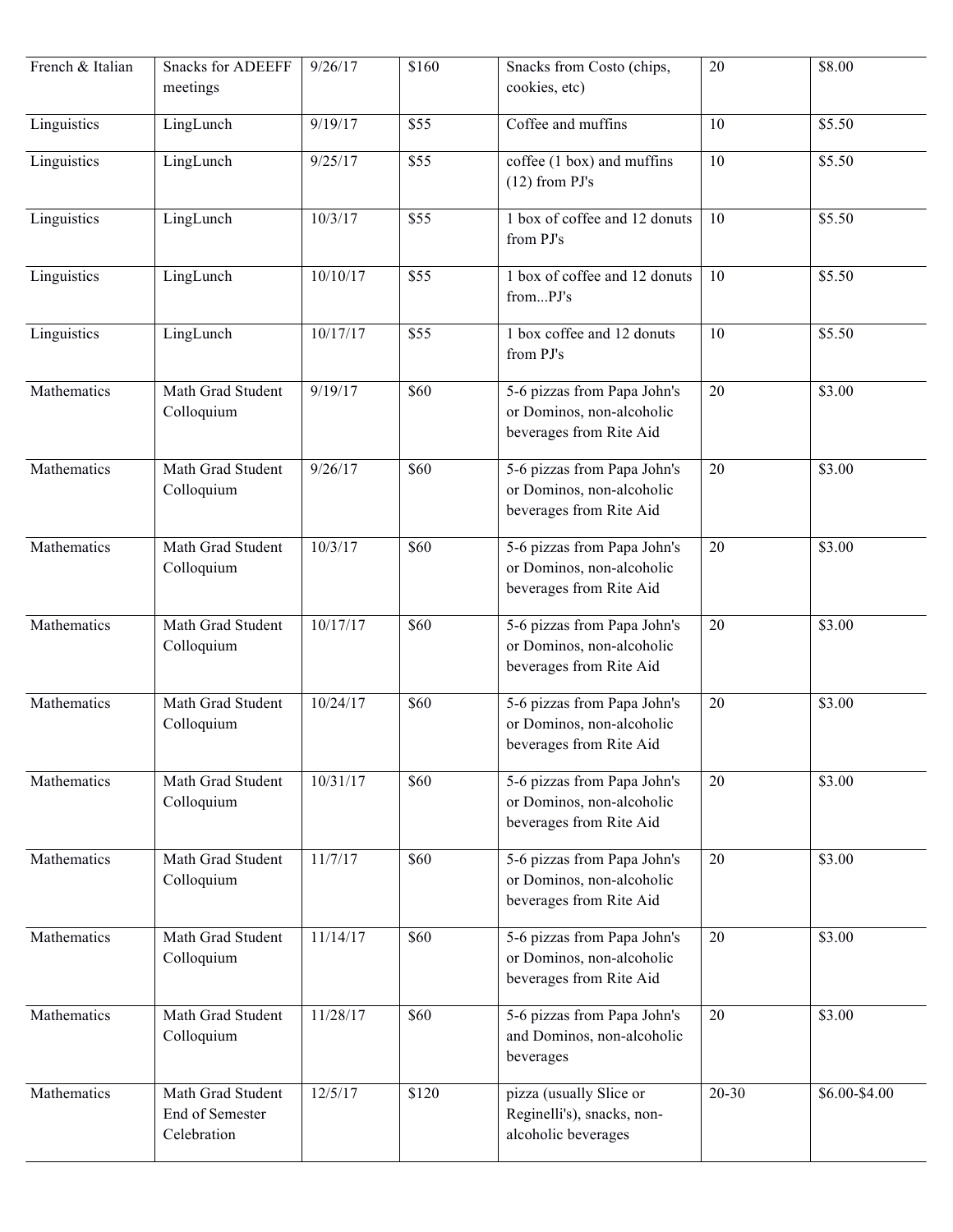| | | | | | | |
|---|---|---|---|---|---|---|
| French & Italian | Snacks for ADEEFF meetings | 9/26/17 | $160 | Snacks from Costo (chips, cookies, etc) | 20 | $8.00 |
| Linguistics | LingLunch | 9/19/17 | $55 | Coffee and muffins | 10 | $5.50 |
| Linguistics | LingLunch | 9/25/17 | $55 | coffee (1 box) and muffins (12) from PJ's | 10 | $5.50 |
| Linguistics | LingLunch | 10/3/17 | $55 | 1 box of coffee and 12 donuts from PJ's | 10 | $5.50 |
| Linguistics | LingLunch | 10/10/17 | $55 | 1 box of coffee and 12 donuts from...PJ's | 10 | $5.50 |
| Linguistics | LingLunch | 10/17/17 | $55 | 1 box coffee and 12 donuts from PJ's | 10 | $5.50 |
| Mathematics | Math Grad Student Colloquium | 9/19/17 | $60 | 5-6 pizzas from Papa John's or Dominos, non-alcoholic beverages from Rite Aid | 20 | $3.00 |
| Mathematics | Math Grad Student Colloquium | 9/26/17 | $60 | 5-6 pizzas from Papa John's or Dominos, non-alcoholic beverages from Rite Aid | 20 | $3.00 |
| Mathematics | Math Grad Student Colloquium | 10/3/17 | $60 | 5-6 pizzas from Papa John's or Dominos, non-alcoholic beverages from Rite Aid | 20 | $3.00 |
| Mathematics | Math Grad Student Colloquium | 10/17/17 | $60 | 5-6 pizzas from Papa John's or Dominos, non-alcoholic beverages from Rite Aid | 20 | $3.00 |
| Mathematics | Math Grad Student Colloquium | 10/24/17 | $60 | 5-6 pizzas from Papa John's or Dominos, non-alcoholic beverages from Rite Aid | 20 | $3.00 |
| Mathematics | Math Grad Student Colloquium | 10/31/17 | $60 | 5-6 pizzas from Papa John's or Dominos, non-alcoholic beverages from Rite Aid | 20 | $3.00 |
| Mathematics | Math Grad Student Colloquium | 11/7/17 | $60 | 5-6 pizzas from Papa John's or Dominos, non-alcoholic beverages from Rite Aid | 20 | $3.00 |
| Mathematics | Math Grad Student Colloquium | 11/14/17 | $60 | 5-6 pizzas from Papa John's or Dominos, non-alcoholic beverages from Rite Aid | 20 | $3.00 |
| Mathematics | Math Grad Student Colloquium | 11/28/17 | $60 | 5-6 pizzas from Papa John's and Dominos, non-alcoholic beverages | 20 | $3.00 |
| Mathematics | Math Grad Student End of Semester Celebration | 12/5/17 | $120 | pizza (usually Slice or Reginelli's), snacks, non-alcoholic beverages | 20-30 | $6.00-$4.00 |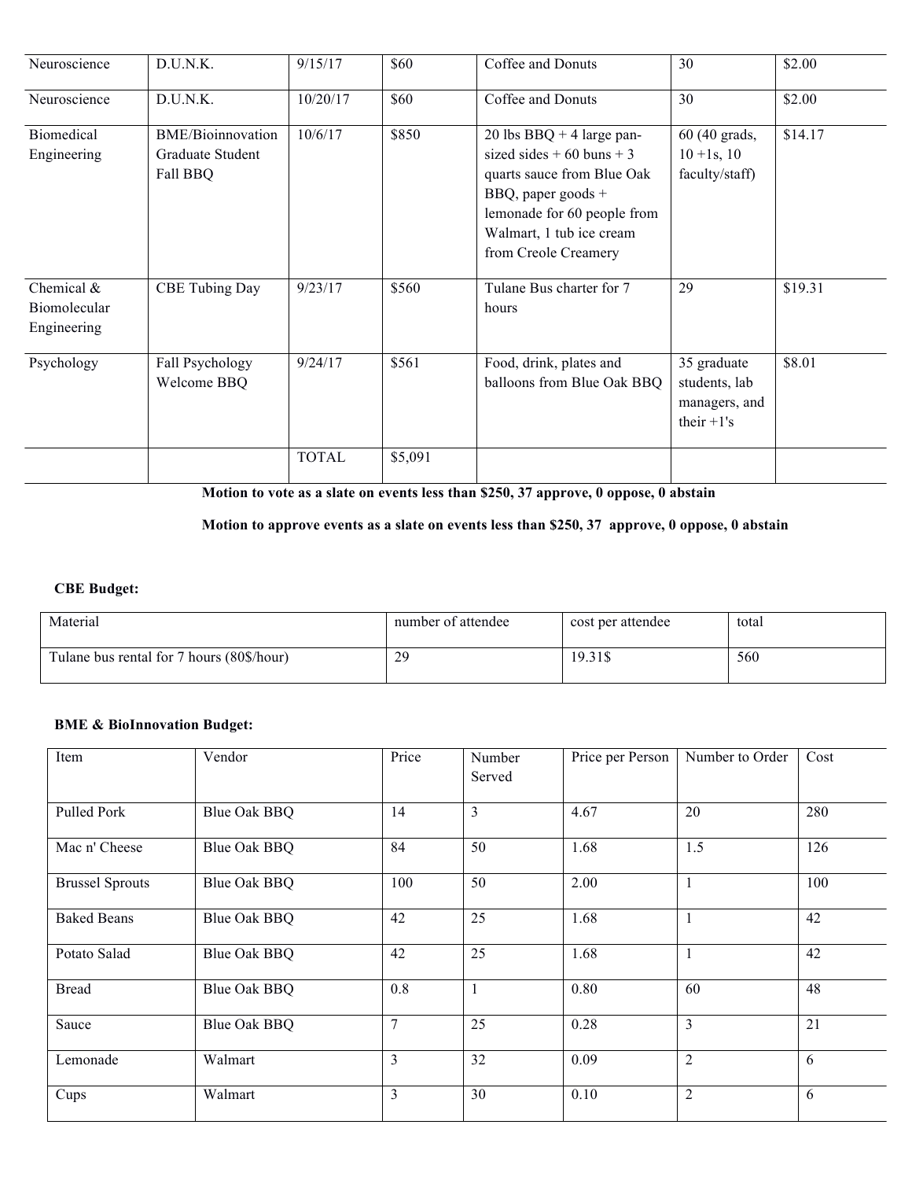| Neuroscience | D.U.N.K. | 9/15/17 | $60 | Coffee and Donuts | 30 | $2.00 |
|---|---|---|---|---|---|---|
| Neuroscience | D.U.N.K. | 10/20/17 | $60 | Coffee and Donuts | 30 | $2.00 |
| Biomedical Engineering | BME/Bioinnovation Graduate Student Fall BBQ | 10/6/17 | $850 | 20 lbs BBQ + 4 large pan-sized sides + 60 buns + 3 quarts sauce from Blue Oak BBQ, paper goods + lemonade for 60 people from Walmart, 1 tub ice cream from Creole Creamery | 60 (40 grads, 10 +1s, 10 faculty/staff) | $14.17 |
| Chemical & Biomolecular Engineering | CBE Tubing Day | 9/23/17 | $560 | Tulane Bus charter for 7 hours | 29 | $19.31 |
| Psychology | Fall Psychology Welcome BBQ | 9/24/17 | $561 | Food, drink, plates and balloons from Blue Oak BBQ | 35 graduate students, lab managers, and their +1's | $8.01 |
| | | TOTAL | $5,091 | | | |

**Motion to vote as a slate on events less than $250, 37 approve, 0 oppose, 0 abstain**

**Motion to approve events as a slate on events less than $250, 37 approve, 0 oppose, 0 abstain**

**CBE Budget:**

| Material | number of attendee | cost per attendee | total |
|---|---|---|---|
| Tulane bus rental for 7 hours (80$/hour) | 29 | 19.31$ | 560 |

**BME & BioInnovation Budget:**

| Item | Vendor | Price | Number Served | Price per Person | Number to Order | Cost |
|---|---|---|---|---|---|---|
| Pulled Pork | Blue Oak BBQ | 14 | 3 | 4.67 | 20 | 280 |
| Mac n' Cheese | Blue Oak BBQ | 84 | 50 | 1.68 | 1.5 | 126 |
| Brussel Sprouts | Blue Oak BBQ | 100 | 50 | 2.00 | 1 | 100 |
| Baked Beans | Blue Oak BBQ | 42 | 25 | 1.68 | 1 | 42 |
| Potato Salad | Blue Oak BBQ | 42 | 25 | 1.68 | 1 | 42 |
| Bread | Blue Oak BBQ | 0.8 | 1 | 0.80 | 60 | 48 |
| Sauce | Blue Oak BBQ | 7 | 25 | 0.28 | 3 | 21 |
| Lemonade | Walmart | 3 | 32 | 0.09 | 2 | 6 |
| Cups | Walmart | 3 | 30 | 0.10 | 2 | 6 |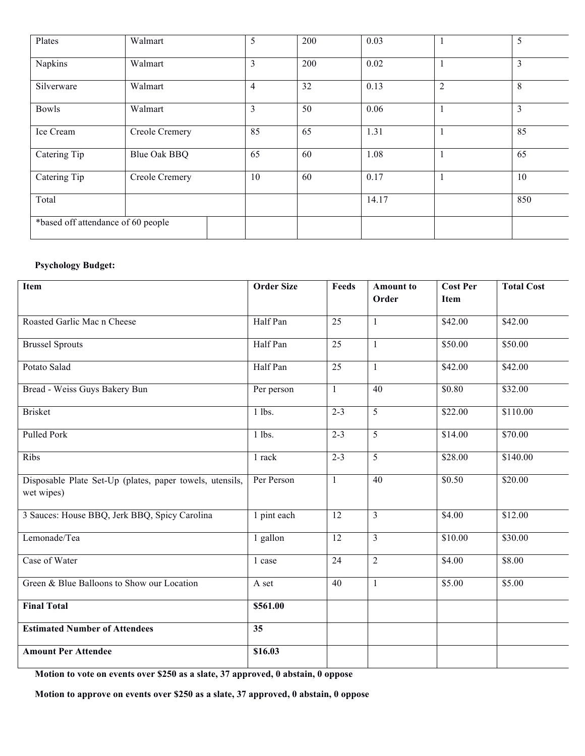| | | | | | | |
|---|---|---|---|---|---|---|
| Plates | Walmart | 5 | 200 | 0.03 | 1 | 5 |
| Napkins | Walmart | 3 | 200 | 0.02 | 1 | 3 |
| Silverware | Walmart | 4 | 32 | 0.13 | 2 | 8 |
| Bowls | Walmart | 3 | 50 | 0.06 | 1 | 3 |
| Ice Cream | Creole Cremery | 85 | 65 | 1.31 | 1 | 85 |
| Catering Tip | Blue Oak BBQ | 65 | 60 | 1.08 | 1 | 65 |
| Catering Tip | Creole Cremery | 10 | 60 | 0.17 | 1 | 10 |
| Total | | | | 14.17 | | 850 |
| *based off attendance of 60 people | | | | | | |

**Psychology Budget:**

| Item | Order Size | Feeds | Amount to Order | Cost Per Item | Total Cost |
|---|---|---|---|---|---|
| Roasted Garlic Mac n Cheese | Half Pan | 25 | 1 | $42.00 | $42.00 |
| Brussel Sprouts | Half Pan | 25 | 1 | $50.00 | $50.00 |
| Potato Salad | Half Pan | 25 | 1 | $42.00 | $42.00 |
| Bread - Weiss Guys Bakery Bun | Per person | 1 | 40 | $0.80 | $32.00 |
| Brisket | 1 lbs. | 2-3 | 5 | $22.00 | $110.00 |
| Pulled Pork | 1 lbs. | 2-3 | 5 | $14.00 | $70.00 |
| Ribs | 1 rack | 2-3 | 5 | $28.00 | $140.00 |
| Disposable Plate Set-Up (plates, paper towels, utensils, wet wipes) | Per Person | 1 | 40 | $0.50 | $20.00 |
| 3 Sauces: House BBQ, Jerk BBQ, Spicy Carolina | 1 pint each | 12 | 3 | $4.00 | $12.00 |
| Lemonade/Tea | 1 gallon | 12 | 3 | $10.00 | $30.00 |
| Case of Water | 1 case | 24 | 2 | $4.00 | $8.00 |
| Green & Blue Balloons to Show our Location | A set | 40 | 1 | $5.00 | $5.00 |
| **Final Total** | **$561.00** | | | | |
| **Estimated Number of Attendees** | **35** | | | | |
| **Amount Per Attendee** | **$16.03** | | | | |

**Motion to vote on events over $250 as a slate, 37 approved, 0 abstain, 0 oppose**

**Motion to approve on events over $250 as a slate, 37 approved, 0 abstain, 0 oppose**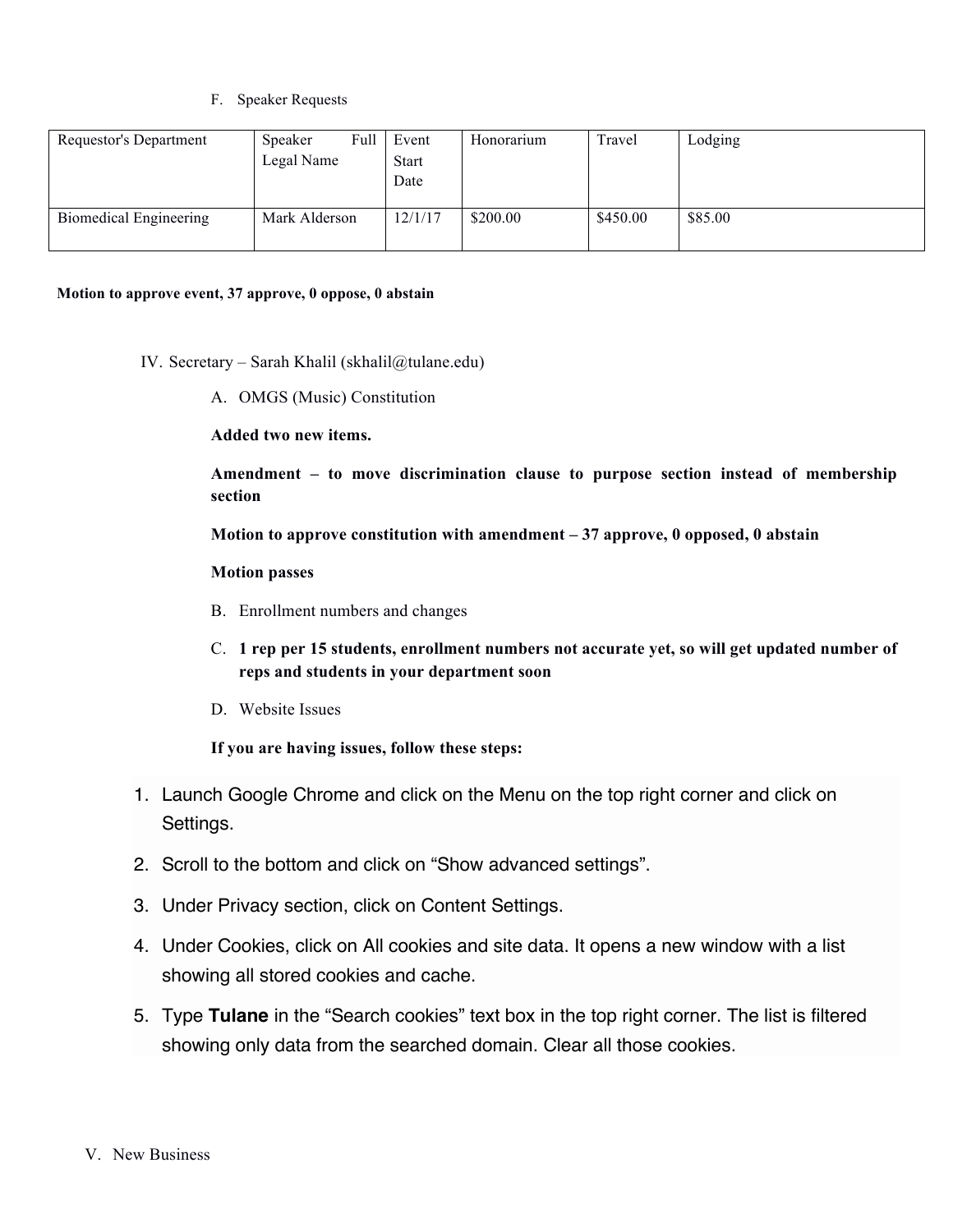F. Speaker Requests

| Requestor's Department | Speaker Full Legal Name | Event Start Date | Honorarium | Travel | Lodging |
|---|---|---|---|---|---|
| Biomedical Engineering | Mark Alderson | 12/1/17 | $200.00 | $450.00 | $85.00 |

**Motion to approve event, 37 approve, 0 oppose, 0 abstain**

IV. Secretary – Sarah Khalil (skhalil@tulane.edu)

A. OMGS (Music) Constitution

**Added two new items.**

**Amendment – to move discrimination clause to purpose section instead of membership section**

**Motion to approve constitution with amendment – 37 approve, 0 opposed, 0 abstain**

**Motion passes**

B. Enrollment numbers and changes

C. **1 rep per 15 students, enrollment numbers not accurate yet, so will get updated number of reps and students in your department soon**

D. Website Issues

**If you are having issues, follow these steps:**

1. Launch Google Chrome and click on the Menu on the top right corner and click on Settings.
2. Scroll to the bottom and click on "Show advanced settings".
3. Under Privacy section, click on Content Settings.
4. Under Cookies, click on All cookies and site data. It opens a new window with a list showing all stored cookies and cache.
5. Type **Tulane** in the "Search cookies" text box in the top right corner. The list is filtered showing only data from the searched domain. Clear all those cookies.

V. New Business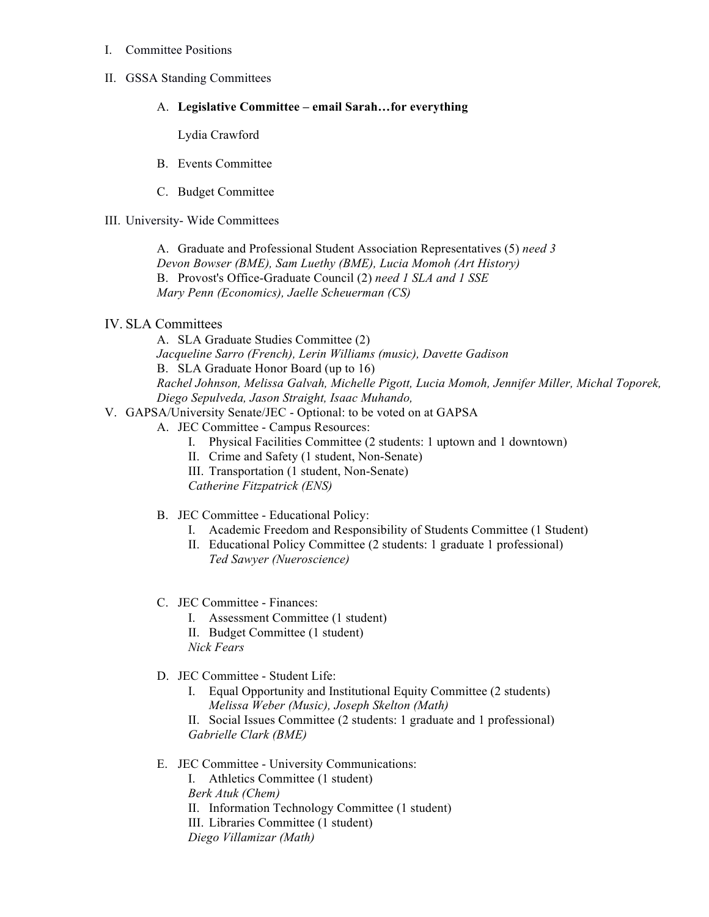I. Committee Positions

II. GSSA Standing Committees

   A. **Legislative Committee – email Sarah…for everything**

      Lydia Crawford

   B. Events Committee

   C. Budget Committee

III. University- Wide Committees

   A. Graduate and Professional Student Association Representatives (5) *need 3*
   *Devon Bowser (BME), Sam Luethy (BME), Lucia Momoh (Art History)*
   B. Provost's Office-Graduate Council (2) *need 1 SLA and 1 SSE*
   *Mary Penn (Economics), Jaelle Scheuerman (CS)*

IV. SLA Committees

   A. SLA Graduate Studies Committee (2)
   *Jacqueline Sarro (French), Lerin Williams (music), Davette Gadison*
   B. SLA Graduate Honor Board (up to 16)
   *Rachel Johnson, Melissa Galvah, Michelle Pigott, Lucia Momoh, Jennifer Miller, Michal Toporek, Diego Sepulveda, Jason Straight, Isaac Muhando,*

V. GAPSA/University Senate/JEC - Optional: to be voted on at GAPSA

   A. JEC Committee - Campus Resources:
      I. Physical Facilities Committee (2 students: 1 uptown and 1 downtown)
      II. Crime and Safety (1 student, Non-Senate)
      III. Transportation (1 student, Non-Senate)
      *Catherine Fitzpatrick (ENS)*

   B. JEC Committee - Educational Policy:
      I. Academic Freedom and Responsibility of Students Committee (1 Student)
      II. Educational Policy Committee (2 students: 1 graduate 1 professional)
      *Ted Sawyer (Nueroscience)*

   C. JEC Committee - Finances:
      I. Assessment Committee (1 student)
      II. Budget Committee (1 student)
      *Nick Fears*

   D. JEC Committee - Student Life:
      I. Equal Opportunity and Institutional Equity Committee (2 students)
      *Melissa Weber (Music), Joseph Skelton (Math)*
      II. Social Issues Committee (2 students: 1 graduate and 1 professional)
      *Gabrielle Clark (BME)*

   E. JEC Committee - University Communications:
      I. Athletics Committee (1 student)
      *Berk Atuk (Chem)*
      II. Information Technology Committee (1 student)
      III. Libraries Committee (1 student)
      *Diego Villamizar (Math)*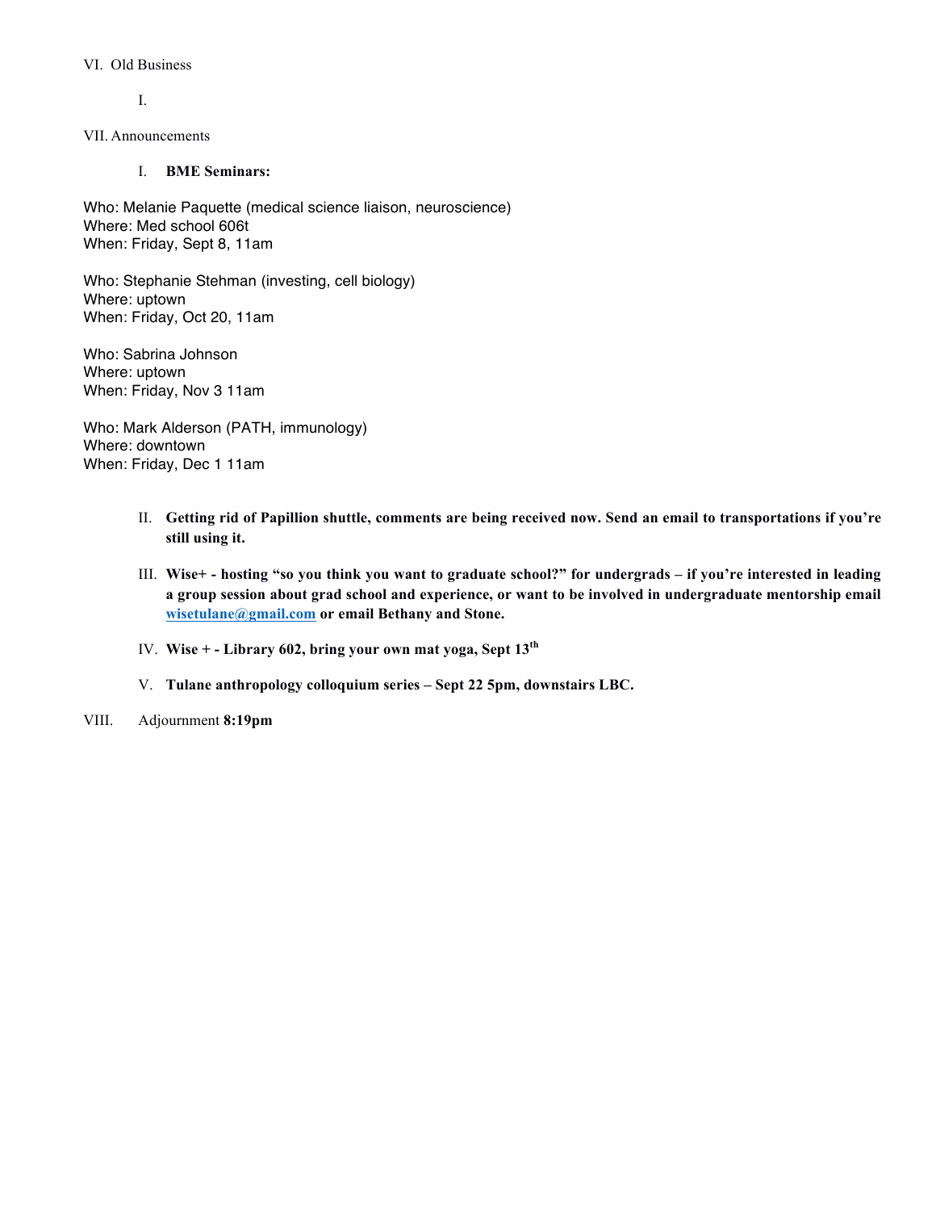VI. Old Business

I.

VII. Announcements

I. **BME Seminars:**

Who: Melanie Paquette (medical science liaison, neuroscience)
Where: Med school 606t
When: Friday, Sept 8, 11am

Who: Stephanie Stehman (investing, cell biology)
Where: uptown
When: Friday, Oct 20, 11am

Who: Sabrina Johnson
Where: uptown
When: Friday, Nov 3 11am

Who: Mark Alderson (PATH, immunology)
Where: downtown
When: Friday, Dec 1 11am

II. **Getting rid of Papillion shuttle, comments are being received now. Send an email to transportations if you're still using it.**

III. **Wise+ - hosting "so you think you want to graduate school?" for undergrads – if you're interested in leading a group session about grad school and experience, or want to be involved in undergraduate mentorship email wisetulane@gmail.com or email Bethany and Stone.**

IV. **Wise + - Library 602, bring your own mat yoga, Sept 13th**

V. **Tulane anthropology colloquium series – Sept 22 5pm, downstairs LBC.**

VIII. Adjournment **8:19pm**